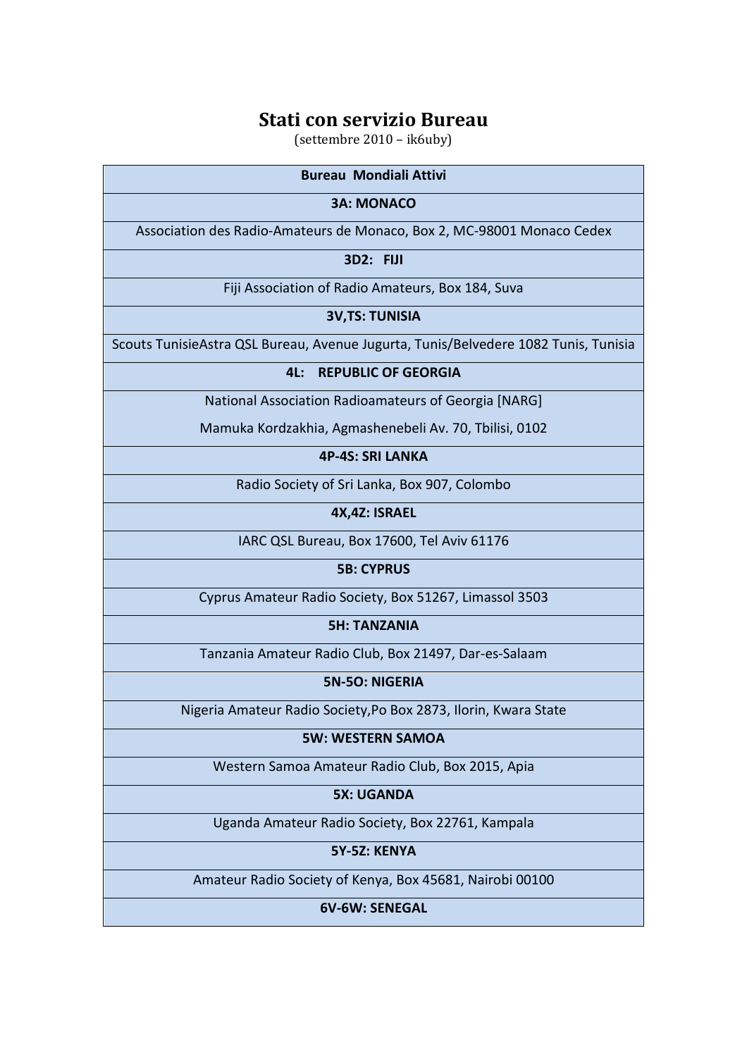# Stati con servizio Bureau

(settembre 2010 – ik6uby)

| Bureau Mondiali Attivi |
|---|
| **3A: MONACO** |
| Association des Radio-Amateurs de Monaco, Box 2, MC-98001 Monaco Cedex |
| **3D2: FIJI** |
| Fiji Association of Radio Amateurs, Box 184, Suva |
| **3V,TS: TUNISIA** |
| Scouts TunisieAstra QSL Bureau, Avenue Jugurta, Tunis/Belvedere 1082 Tunis, Tunisia |
| **4L: REPUBLIC OF GEORGIA** |
| National Association Radioamateurs of Georgia [NARG]<br>Mamuka Kordzakhia, Agmashenebeli Av. 70, Tbilisi, 0102 |
| **4P-4S: SRI LANKA** |
| Radio Society of Sri Lanka, Box 907, Colombo |
| **4X,4Z: ISRAEL** |
| IARC QSL Bureau, Box 17600, Tel Aviv 61176 |
| **5B: CYPRUS** |
| Cyprus Amateur Radio Society, Box 51267, Limassol 3503 |
| **5H: TANZANIA** |
| Tanzania Amateur Radio Club, Box 21497, Dar-es-Salaam |
| **5N-5O: NIGERIA** |
| Nigeria Amateur Radio Society,Po Box 2873, Ilorin, Kwara State |
| **5W: WESTERN SAMOA** |
| Western Samoa Amateur Radio Club, Box 2015, Apia |
| **5X: UGANDA** |
| Uganda Amateur Radio Society, Box 22761, Kampala |
| **5Y-5Z: KENYA** |
| Amateur Radio Society of Kenya, Box 45681, Nairobi 00100 |
| **6V-6W: SENEGAL** |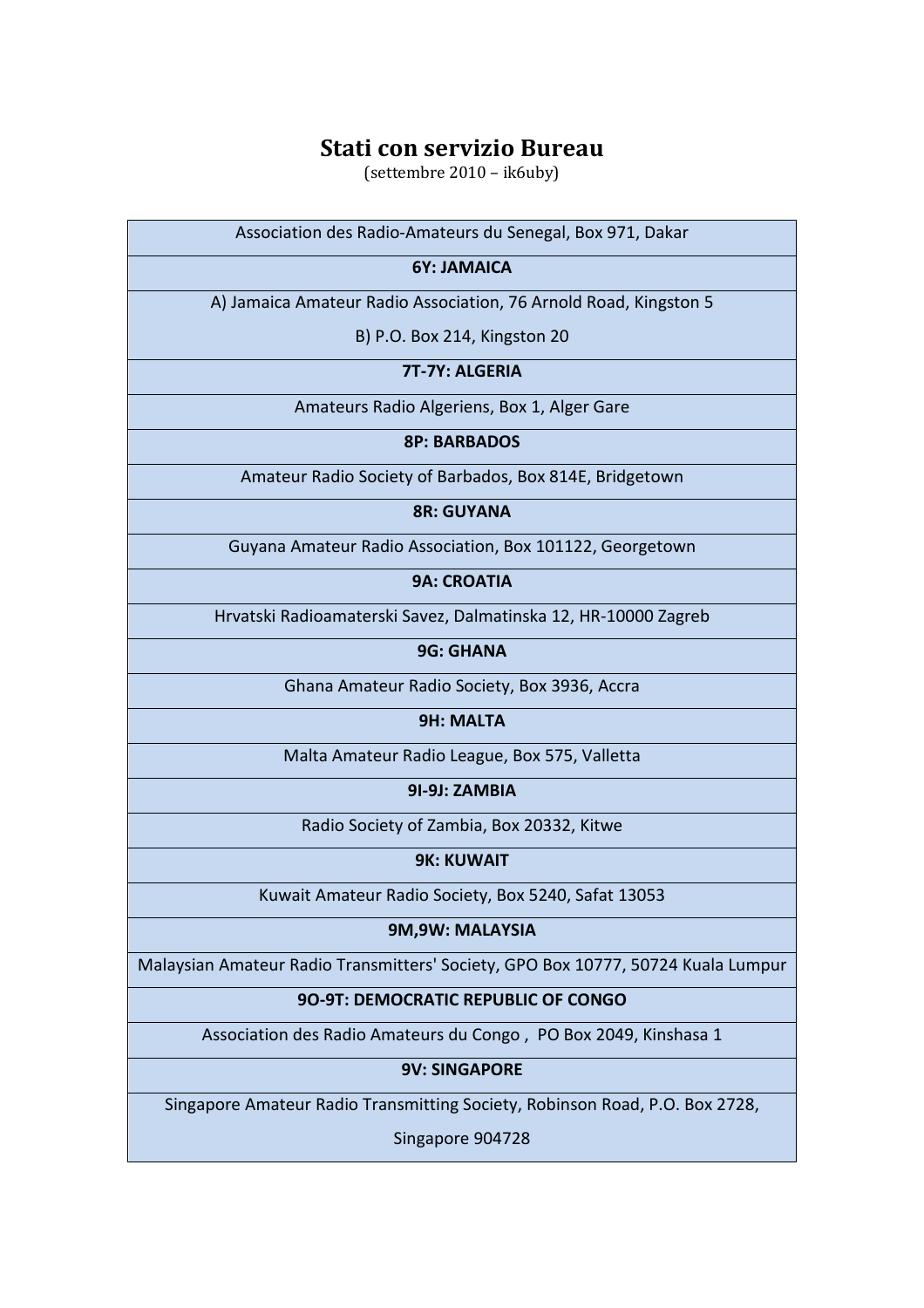# Stati con servizio Bureau

(settembre 2010 – ik6uby)

| Association des Radio-Amateurs du Senegal, Box 971, Dakar |
|---|
| **6Y: JAMAICA** |
| A) Jamaica Amateur Radio Association, 76 Arnold Road, Kingston 5<br>B) P.O. Box 214, Kingston 20 |
| **7T-7Y: ALGERIA** |
| Amateurs Radio Algeriens, Box 1, Alger Gare |
| **8P: BARBADOS** |
| Amateur Radio Society of Barbados, Box 814E, Bridgetown |
| **8R: GUYANA** |
| Guyana Amateur Radio Association, Box 101122, Georgetown |
| **9A: CROATIA** |
| Hrvatski Radioamaterski Savez, Dalmatinska 12, HR-10000 Zagreb |
| **9G: GHANA** |
| Ghana Amateur Radio Society, Box 3936, Accra |
| **9H: MALTA** |
| Malta Amateur Radio League, Box 575, Valletta |
| **9I-9J: ZAMBIA** |
| Radio Society of Zambia, Box 20332, Kitwe |
| **9K: KUWAIT** |
| Kuwait Amateur Radio Society, Box 5240, Safat 13053 |
| **9M,9W: MALAYSIA** |
| Malaysian Amateur Radio Transmitters' Society, GPO Box 10777, 50724 Kuala Lumpur |
| **9O-9T: DEMOCRATIC REPUBLIC OF CONGO** |
| Association des Radio Amateurs du Congo , PO Box 2049, Kinshasa 1 |
| **9V: SINGAPORE** |
| Singapore Amateur Radio Transmitting Society, Robinson Road, P.O. Box 2728,<br>Singapore 904728 |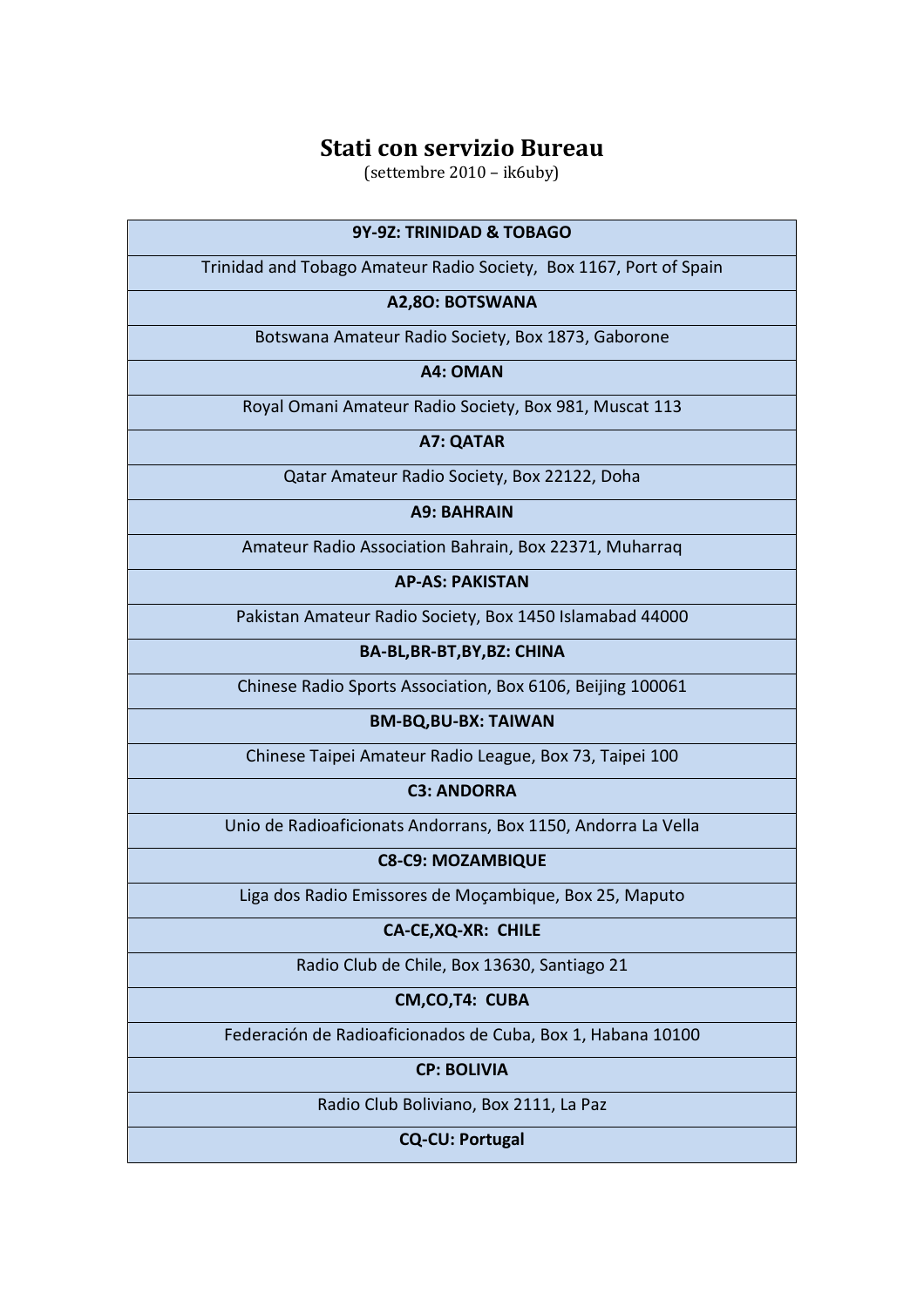# Stati con servizio Bureau

(settembre 2010 – ik6uby)

| 9Y-9Z: TRINIDAD & TOBAGO |
|---|
| Trinidad and Tobago Amateur Radio Society, Box 1167, Port of Spain |
| **A2,8O: BOTSWANA** |
| Botswana Amateur Radio Society, Box 1873, Gaborone |
| **A4: OMAN** |
| Royal Omani Amateur Radio Society, Box 981, Muscat 113 |
| **A7: QATAR** |
| Qatar Amateur Radio Society, Box 22122, Doha |
| **A9: BAHRAIN** |
| Amateur Radio Association Bahrain, Box 22371, Muharraq |
| **AP-AS: PAKISTAN** |
| Pakistan Amateur Radio Society, Box 1450 Islamabad 44000 |
| **BA-BL,BR-BT,BY,BZ: CHINA** |
| Chinese Radio Sports Association, Box 6106, Beijing 100061 |
| **BM-BQ,BU-BX: TAIWAN** |
| Chinese Taipei Amateur Radio League, Box 73, Taipei 100 |
| **C3: ANDORRA** |
| Unio de Radioaficionats Andorrans, Box 1150, Andorra La Vella |
| **C8-C9: MOZAMBIQUE** |
| Liga dos Radio Emissores de Moçambique, Box 25, Maputo |
| **CA-CE,XQ-XR: CHILE** |
| Radio Club de Chile, Box 13630, Santiago 21 |
| **CM,CO,T4: CUBA** |
| Federación de Radioaficionados de Cuba, Box 1, Habana 10100 |
| **CP: BOLIVIA** |
| Radio Club Boliviano, Box 2111, La Paz |
| **CQ-CU: Portugal** |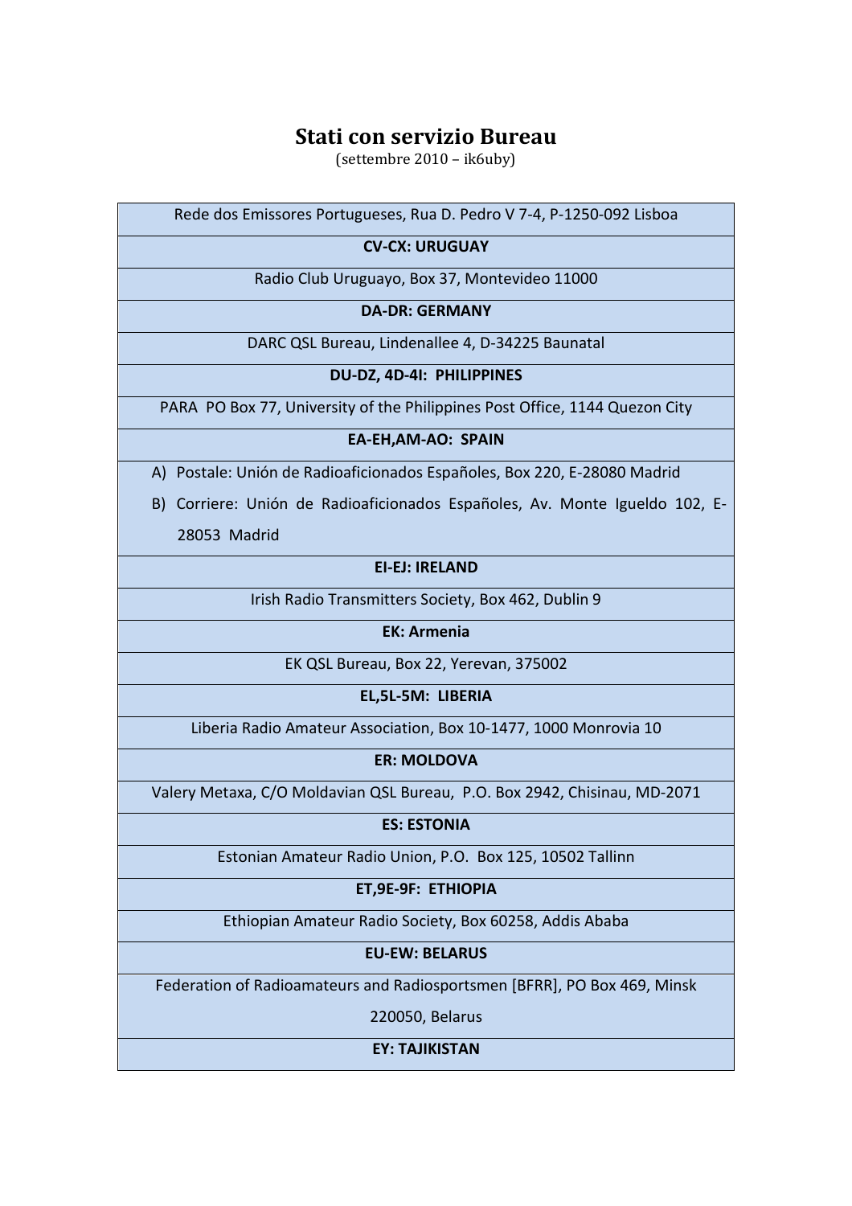# Stati con servizio Bureau

(settembre 2010 – ik6uby)

| Rede dos Emissores Portugueses, Rua D. Pedro V 7-4, P-1250-092 Lisboa |
|---|
| **CV-CX: URUGUAY** |
| Radio Club Uruguayo, Box 37, Montevideo 11000 |
| **DA-DR: GERMANY** |
| DARC QSL Bureau, Lindenallee 4, D-34225 Baunatal |
| **DU-DZ, 4D-4I: PHILIPPINES** |
| PARA PO Box 77, University of the Philippines Post Office, 1144 Quezon City |
| **EA-EH,AM-AO: SPAIN** |
| A) Postale: Unión de Radioaficionados Españoles, Box 220, E-28080 Madrid<br>B) Corriere: Unión de Radioaficionados Españoles, Av. Monte Igueldo 102, E-28053 Madrid |
| **EI-EJ: IRELAND** |
| Irish Radio Transmitters Society, Box 462, Dublin 9 |
| **EK: Armenia** |
| EK QSL Bureau, Box 22, Yerevan, 375002 |
| **EL,5L-5M: LIBERIA** |
| Liberia Radio Amateur Association, Box 10-1477, 1000 Monrovia 10 |
| **ER: MOLDOVA** |
| Valery Metaxa, C/O Moldavian QSL Bureau, P.O. Box 2942, Chisinau, MD-2071 |
| **ES: ESTONIA** |
| Estonian Amateur Radio Union, P.O. Box 125, 10502 Tallinn |
| **ET,9E-9F: ETHIOPIA** |
| Ethiopian Amateur Radio Society, Box 60258, Addis Ababa |
| **EU-EW: BELARUS** |
| Federation of Radioamateurs and Radiosportsmen [BFRR], PO Box 469, Minsk 220050, Belarus |
| **EY: TAJIKISTAN** |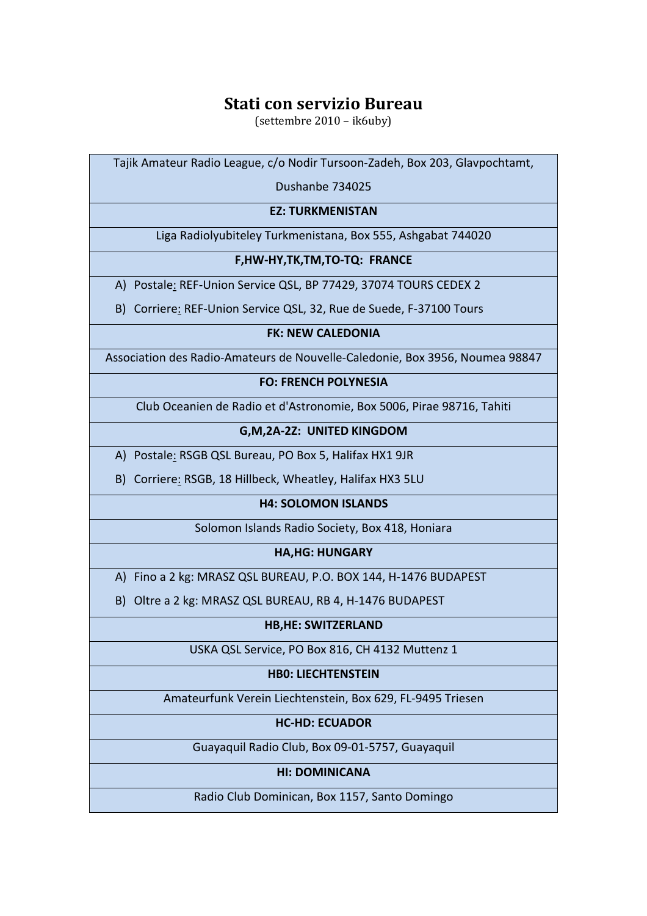# Stati con servizio Bureau

(settembre 2010 – ik6uby)

| Tajik Amateur Radio League, c/o Nodir Tursoon-Zadeh, Box 203, Glavpochtamt, Dushanbe 734025 |
|---|
| **EZ: TURKMENISTAN** |
| Liga Radiolyubiteley Turkmenistana, Box 555, Ashgabat 744020 |
| **F,HW-HY,TK,TM,TO-TQ: FRANCE** |
| A) Postale: REF-Union Service QSL, BP 77429, 37074 TOURS CEDEX 2<br>B) Corriere: REF-Union Service QSL, 32, Rue de Suede, F-37100 Tours |
| **FK: NEW CALEDONIA** |
| Association des Radio-Amateurs de Nouvelle-Caledonie, Box 3956, Noumea 98847 |
| **FO: FRENCH POLYNESIA** |
| Club Oceanien de Radio et d'Astronomie, Box 5006, Pirae 98716, Tahiti |
| **G,M,2A-2Z: UNITED KINGDOM** |
| A) Postale: RSGB QSL Bureau, PO Box 5, Halifax HX1 9JR<br>B) Corriere: RSGB, 18 Hillbeck, Wheatley, Halifax HX3 5LU |
| **H4: SOLOMON ISLANDS** |
| Solomon Islands Radio Society, Box 418, Honiara |
| **HA,HG: HUNGARY** |
| A) Fino a 2 kg: MRASZ QSL BUREAU, P.O. BOX 144, H-1476 BUDAPEST<br>B) Oltre a 2 kg: MRASZ QSL BUREAU, RB 4, H-1476 BUDAPEST |
| **HB,HE: SWITZERLAND** |
| USKA QSL Service, PO Box 816, CH 4132 Muttenz 1 |
| **HB0: LIECHTENSTEIN** |
| Amateurfunk Verein Liechtenstein, Box 629, FL-9495 Triesen |
| **HC-HD: ECUADOR** |
| Guayaquil Radio Club, Box 09-01-5757, Guayaquil |
| **HI: DOMINICANA** |
| Radio Club Dominican, Box 1157, Santo Domingo |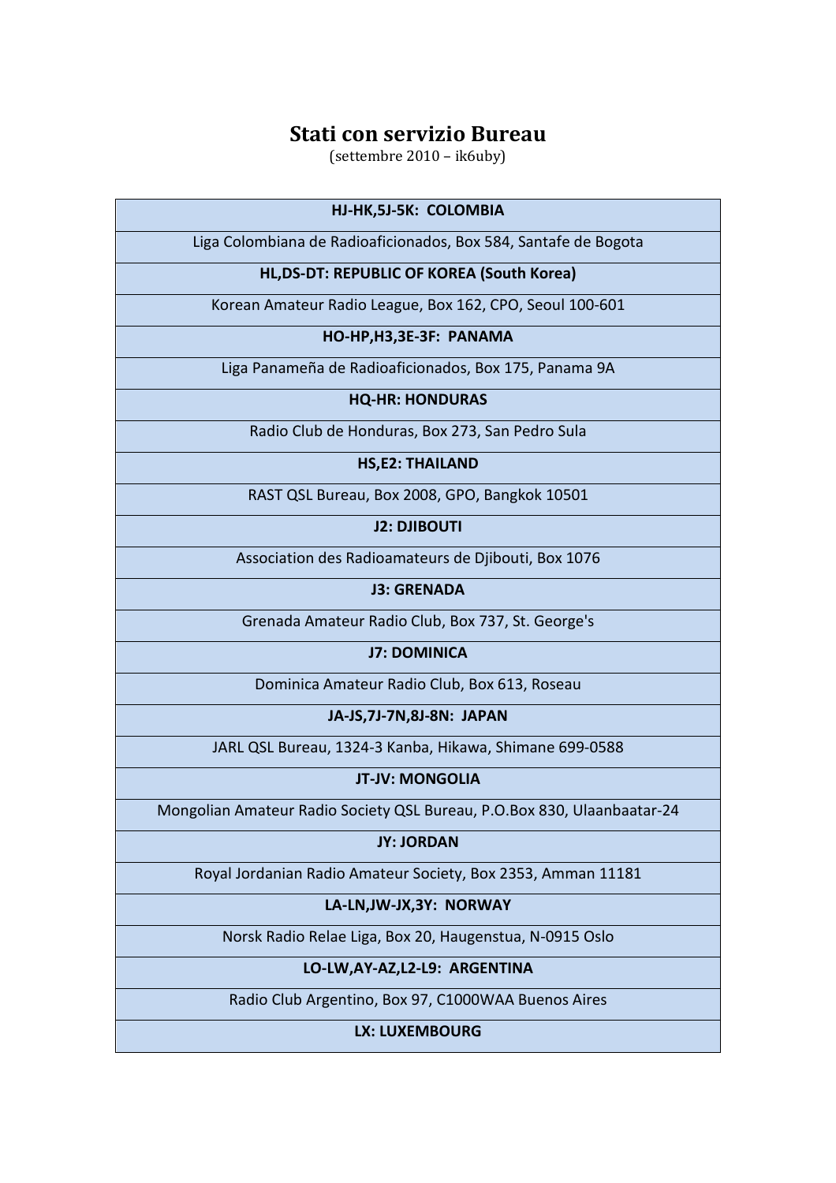# Stati con servizio Bureau

(settembre 2010 – ik6uby)

| **HJ-HK,5J-5K: COLOMBIA** |
|---|
| Liga Colombiana de Radioaficionados, Box 584, Santafe de Bogota |
| **HL,DS-DT: REPUBLIC OF KOREA (South Korea)** |
| Korean Amateur Radio League, Box 162, CPO, Seoul 100-601 |
| **HO-HP,H3,3E-3F: PANAMA** |
| Liga Panameña de Radioaficionados, Box 175, Panama 9A |
| **HQ-HR: HONDURAS** |
| Radio Club de Honduras, Box 273, San Pedro Sula |
| **HS,E2: THAILAND** |
| RAST QSL Bureau, Box 2008, GPO, Bangkok 10501 |
| **J2: DJIBOUTI** |
| Association des Radioamateurs de Djibouti, Box 1076 |
| **J3: GRENADA** |
| Grenada Amateur Radio Club, Box 737, St. George's |
| **J7: DOMINICA** |
| Dominica Amateur Radio Club, Box 613, Roseau |
| **JA-JS,7J-7N,8J-8N: JAPAN** |
| JARL QSL Bureau, 1324-3 Kanba, Hikawa, Shimane 699-0588 |
| **JT-JV: MONGOLIA** |
| Mongolian Amateur Radio Society QSL Bureau, P.O.Box 830, Ulaanbaatar-24 |
| **JY: JORDAN** |
| Royal Jordanian Radio Amateur Society, Box 2353, Amman 11181 |
| **LA-LN,JW-JX,3Y: NORWAY** |
| Norsk Radio Relae Liga, Box 20, Haugenstua, N-0915 Oslo |
| **LO-LW,AY-AZ,L2-L9: ARGENTINA** |
| Radio Club Argentino, Box 97, C1000WAA Buenos Aires |
| **LX: LUXEMBOURG** |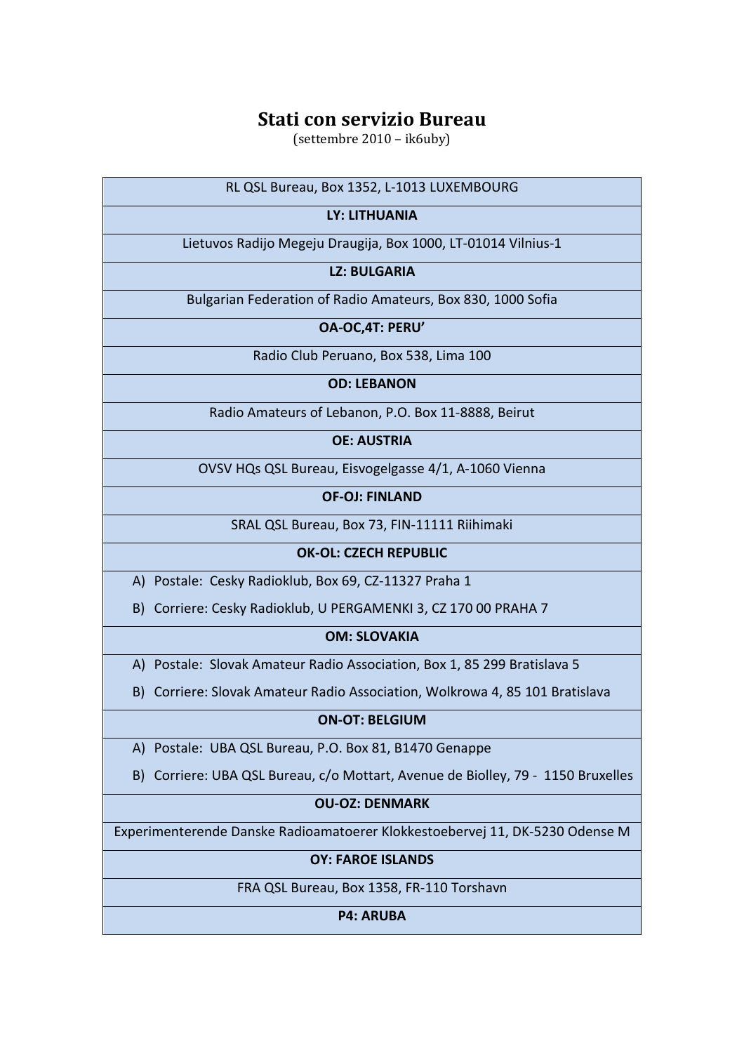# Stati con servizio Bureau

(settembre 2010 – ik6uby)

| RL QSL Bureau, Box 1352, L-1013 LUXEMBOURG |
|---|
| **LY: LITHUANIA** |
| Lietuvos Radijo Megeju Draugija, Box 1000, LT-01014 Vilnius-1 |
| **LZ: BULGARIA** |
| Bulgarian Federation of Radio Amateurs, Box 830, 1000 Sofia |
| **OA-OC,4T: PERU'** |
| Radio Club Peruano, Box 538, Lima 100 |
| **OD: LEBANON** |
| Radio Amateurs of Lebanon, P.O. Box 11-8888, Beirut |
| **OE: AUSTRIA** |
| OVSV HQs QSL Bureau, Eisvogelgasse 4/1, A-1060 Vienna |
| **OF-OJ: FINLAND** |
| SRAL QSL Bureau, Box 73, FIN-11111 Riihimaki |
| **OK-OL: CZECH REPUBLIC** |
| A) Postale: Cesky Radioklub, Box 69, CZ-11327 Praha 1<br>B) Corriere: Cesky Radioklub, U PERGAMENKI 3, CZ 170 00 PRAHA 7 |
| **OM: SLOVAKIA** |
| A) Postale: Slovak Amateur Radio Association, Box 1, 85 299 Bratislava 5<br>B) Corriere: Slovak Amateur Radio Association, Wolkrowa 4, 85 101 Bratislava |
| **ON-OT: BELGIUM** |
| A) Postale: UBA QSL Bureau, P.O. Box 81, B1470 Genappe<br>B) Corriere: UBA QSL Bureau, c/o Mottart, Avenue de Biolley, 79 - 1150 Bruxelles |
| **OU-OZ: DENMARK** |
| Experimenterende Danske Radioamatoerer Klokkestoebervej 11, DK-5230 Odense M |
| **OY: FAROE ISLANDS** |
| FRA QSL Bureau, Box 1358, FR-110 Torshavn |
| **P4: ARUBA** |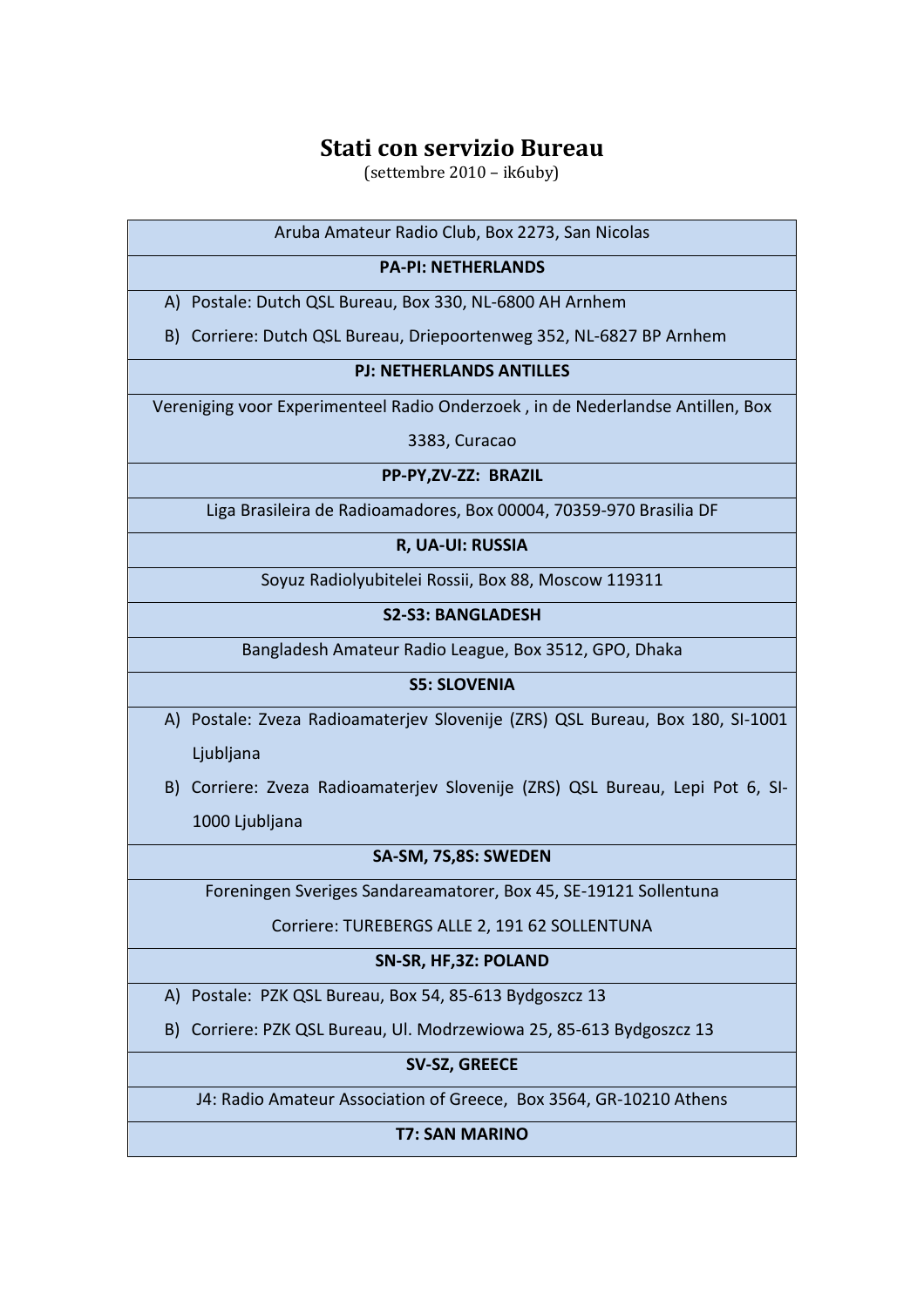# Stati con servizio Bureau

(settembre 2010 – ik6uby)

Aruba Amateur Radio Club, Box 2273, San Nicolas

**PA-PI: NETHERLANDS**

A) Postale: Dutch QSL Bureau, Box 330, NL-6800 AH Arnhem

B) Corriere: Dutch QSL Bureau, Driepoortenweg 352, NL-6827 BP Arnhem

**PJ: NETHERLANDS ANTILLES**

Vereniging voor Experimenteel Radio Onderzoek , in de Nederlandse Antillen, Box 3383, Curacao

**PP-PY,ZV-ZZ: BRAZIL**

Liga Brasileira de Radioamadores, Box 00004, 70359-970 Brasilia DF

**R, UA-UI: RUSSIA**

Soyuz Radiolyubitelei Rossii, Box 88, Moscow 119311

**S2-S3: BANGLADESH**

Bangladesh Amateur Radio League, Box 3512, GPO, Dhaka

**S5: SLOVENIA**

A) Postale: Zveza Radioamaterjev Slovenije (ZRS) QSL Bureau, Box 180, SI-1001 Ljubljana

B) Corriere: Zveza Radioamaterjev Slovenije (ZRS) QSL Bureau, Lepi Pot 6, SI-1000 Ljubljana

**SA-SM, 7S,8S: SWEDEN**

Foreningen Sveriges Sandareamatorer, Box 45, SE-19121 Sollentuna

Corriere: TUREBERGS ALLE 2, 191 62 SOLLENTUNA

**SN-SR, HF,3Z: POLAND**

A) Postale: PZK QSL Bureau, Box 54, 85-613 Bydgoszcz 13

B) Corriere: PZK QSL Bureau, Ul. Modrzewiowa 25, 85-613 Bydgoszcz 13

**SV-SZ, GREECE**

J4: Radio Amateur Association of Greece, Box 3564, GR-10210 Athens

**T7: SAN MARINO**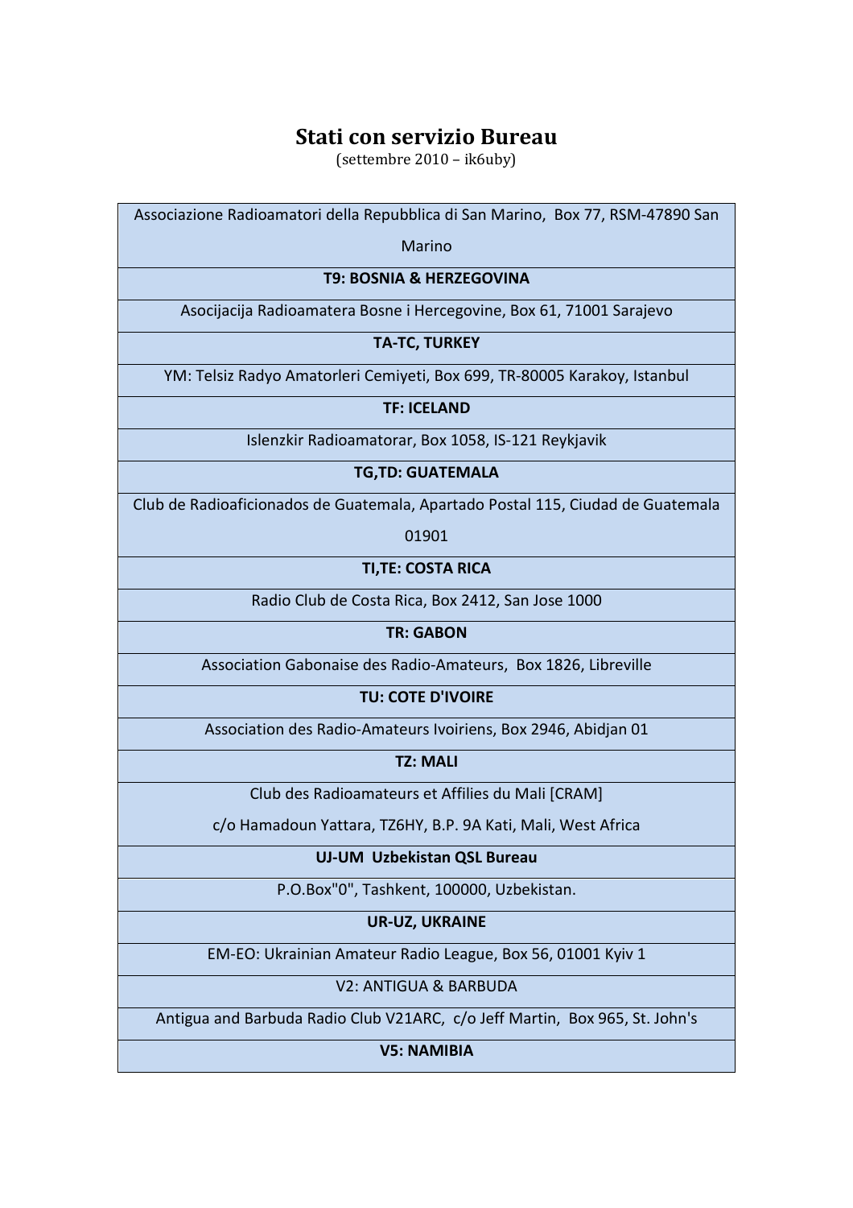# Stati con servizio Bureau

(settembre 2010 – ik6uby)

| Associazione Radioamatori della Repubblica di San Marino, Box 77, RSM-47890 San Marino |
|---|
| **T9: BOSNIA & HERZEGOVINA** |
| Asocijacija Radioamatera Bosne i Hercegovine, Box 61, 71001 Sarajevo |
| **TA-TC, TURKEY** |
| YM: Telsiz Radyo Amatorleri Cemiyeti, Box 699, TR-80005 Karakoy, Istanbul |
| **TF: ICELAND** |
| Islenzkir Radioamatorar, Box 1058, IS-121 Reykjavik |
| **TG,TD: GUATEMALA** |
| Club de Radioaficionados de Guatemala, Apartado Postal 115, Ciudad de Guatemala 01901 |
| **TI,TE: COSTA RICA** |
| Radio Club de Costa Rica, Box 2412, San Jose 1000 |
| **TR: GABON** |
| Association Gabonaise des Radio-Amateurs, Box 1826, Libreville |
| **TU: COTE D'IVOIRE** |
| Association des Radio-Amateurs Ivoiriens, Box 2946, Abidjan 01 |
| **TZ: MALI** |
| Club des Radioamateurs et Affilies du Mali [CRAM] c/o Hamadoun Yattara, TZ6HY, B.P. 9A Kati, Mali, West Africa |
| **UJ-UM Uzbekistan QSL Bureau** |
| P.O.Box"0", Tashkent, 100000, Uzbekistan. |
| **UR-UZ, UKRAINE** |
| EM-EO: Ukrainian Amateur Radio League, Box 56, 01001 Kyiv 1 |
| V2: ANTIGUA & BARBUDA |
| Antigua and Barbuda Radio Club V21ARC, c/o Jeff Martin, Box 965, St. John's |
| **V5: NAMIBIA** |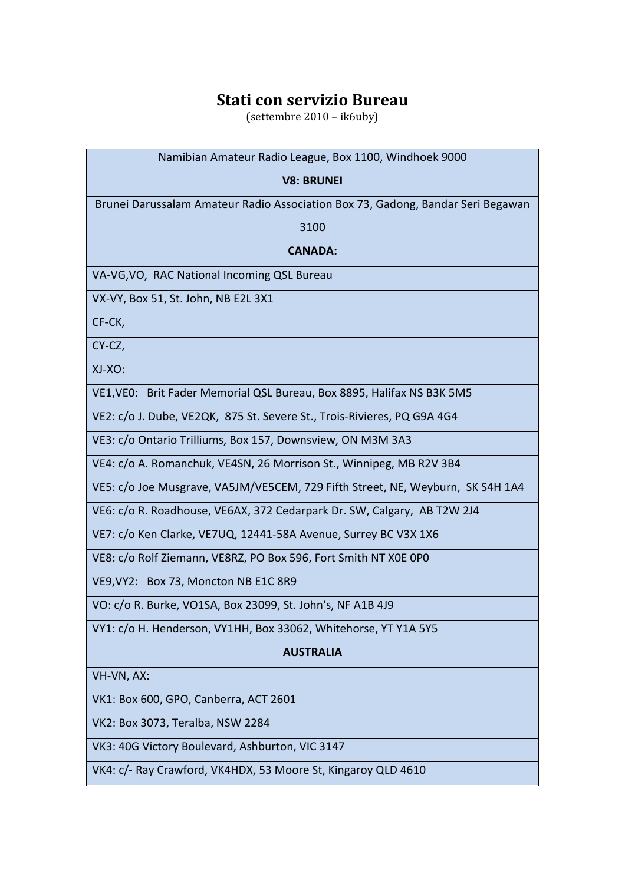# Stati con servizio Bureau

(settembre 2010 – ik6uby)

| Namibian Amateur Radio League, Box 1100, Windhoek 9000 |
|---|
| **V8: BRUNEI** |
| Brunei Darussalam Amateur Radio Association Box 73, Gadong, Bandar Seri Begawan 3100 |
| **CANADA:** |
| VA-VG,VO, RAC National Incoming QSL Bureau |
| VX-VY, Box 51, St. John, NB E2L 3X1 |
| CF-CK, |
| CY-CZ, |
| XJ-XO: |
| VE1,VE0: Brit Fader Memorial QSL Bureau, Box 8895, Halifax NS B3K 5M5 |
| VE2: c/o J. Dube, VE2QK, 875 St. Severe St., Trois-Rivieres, PQ G9A 4G4 |
| VE3: c/o Ontario Trilliums, Box 157, Downsview, ON M3M 3A3 |
| VE4: c/o A. Romanchuk, VE4SN, 26 Morrison St., Winnipeg, MB R2V 3B4 |
| VE5: c/o Joe Musgrave, VA5JM/VE5CEM, 729 Fifth Street, NE, Weyburn, SK S4H 1A4 |
| VE6: c/o R. Roadhouse, VE6AX, 372 Cedarpark Dr. SW, Calgary, AB T2W 2J4 |
| VE7: c/o Ken Clarke, VE7UQ, 12441-58A Avenue, Surrey BC V3X 1X6 |
| VE8: c/o Rolf Ziemann, VE8RZ, PO Box 596, Fort Smith NT X0E 0P0 |
| VE9,VY2: Box 73, Moncton NB E1C 8R9 |
| VO: c/o R. Burke, VO1SA, Box 23099, St. John's, NF A1B 4J9 |
| VY1: c/o H. Henderson, VY1HH, Box 33062, Whitehorse, YT Y1A 5Y5 |
| **AUSTRALIA** |
| VH-VN, AX: |
| VK1: Box 600, GPO, Canberra, ACT 2601 |
| VK2: Box 3073, Teralba, NSW 2284 |
| VK3: 40G Victory Boulevard, Ashburton, VIC 3147 |
| VK4: c/- Ray Crawford, VK4HDX, 53 Moore St, Kingaroy QLD 4610 |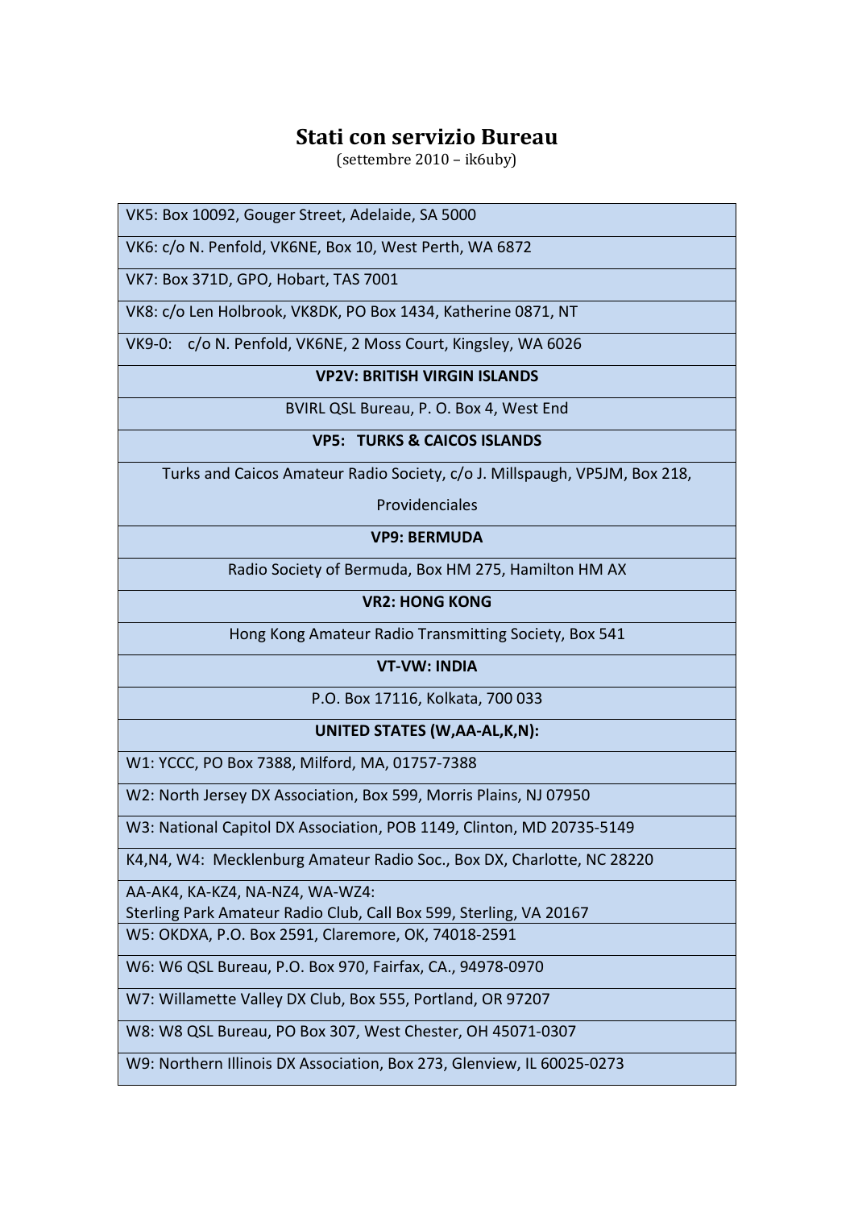# Stati con servizio Bureau

(settembre 2010 – ik6uby)

| |
|---|
| VK5: Box 10092, Gouger Street, Adelaide, SA 5000 |
| VK6: c/o N. Penfold, VK6NE, Box 10, West Perth, WA 6872 |
| VK7: Box 371D, GPO, Hobart, TAS 7001 |
| VK8: c/o Len Holbrook, VK8DK, PO Box 1434, Katherine 0871, NT |
| VK9-0: c/o N. Penfold, VK6NE, 2 Moss Court, Kingsley, WA 6026 |
| **VP2V: BRITISH VIRGIN ISLANDS** |
| BVIRL QSL Bureau, P. O. Box 4, West End |
| **VP5: TURKS & CAICOS ISLANDS** |
| Turks and Caicos Amateur Radio Society, c/o J. Millspaugh, VP5JM, Box 218, Providenciales |
| **VP9: BERMUDA** |
| Radio Society of Bermuda, Box HM 275, Hamilton HM AX |
| **VR2: HONG KONG** |
| Hong Kong Amateur Radio Transmitting Society, Box 541 |
| **VT-VW: INDIA** |
| P.O. Box 17116, Kolkata, 700 033 |
| **UNITED STATES (W,AA-AL,K,N):** |
| W1: YCCC, PO Box 7388, Milford, MA, 01757-7388 |
| W2: North Jersey DX Association, Box 599, Morris Plains, NJ 07950 |
| W3: National Capitol DX Association, POB 1149, Clinton, MD 20735-5149 |
| K4,N4, W4: Mecklenburg Amateur Radio Soc., Box DX, Charlotte, NC 28220 |
| AA-AK4, KA-KZ4, NA-NZ4, WA-WZ4: Sterling Park Amateur Radio Club, Call Box 599, Sterling, VA 20167 |
| W5: OKDXA, P.O. Box 2591, Claremore, OK, 74018-2591 |
| W6: W6 QSL Bureau, P.O. Box 970, Fairfax, CA., 94978-0970 |
| W7: Willamette Valley DX Club, Box 555, Portland, OR 97207 |
| W8: W8 QSL Bureau, PO Box 307, West Chester, OH 45071-0307 |
| W9: Northern Illinois DX Association, Box 273, Glenview, IL 60025-0273 |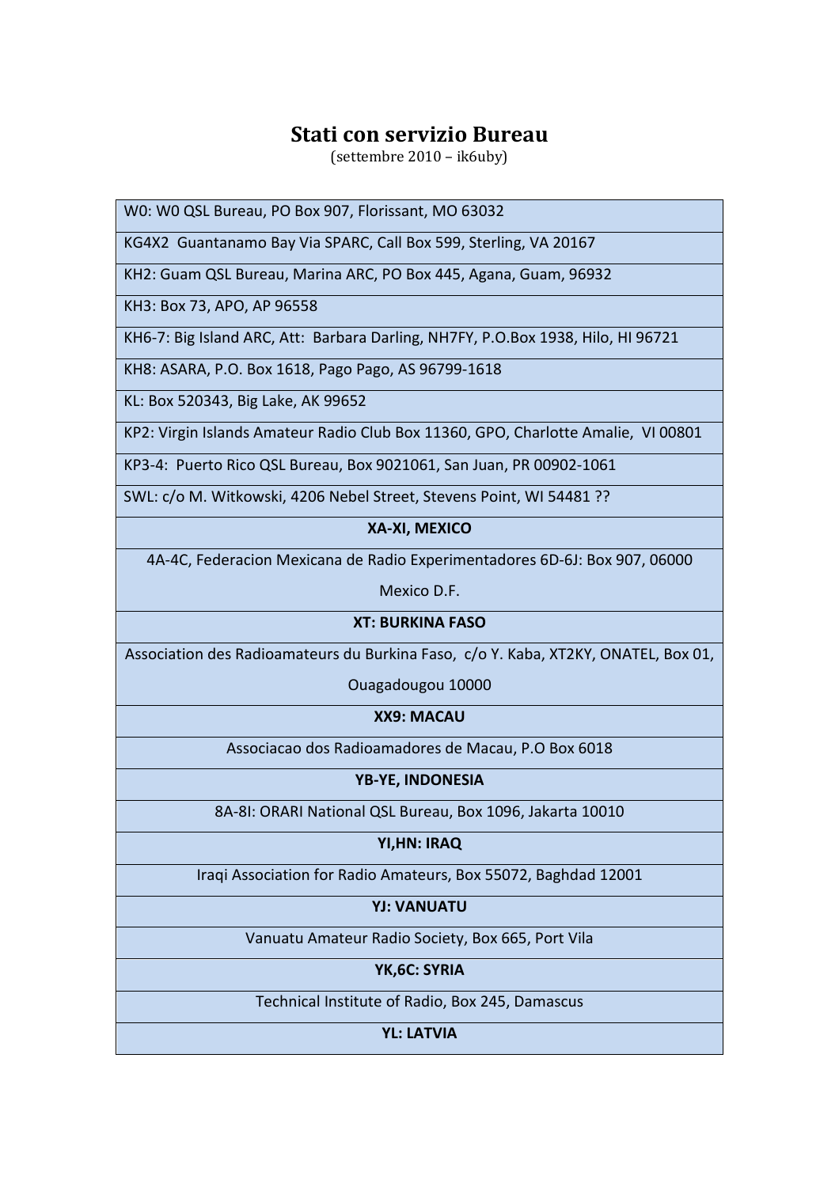# Stati con servizio Bureau

(settembre 2010 – ik6uby)

| W0: W0 QSL Bureau, PO Box 907, Florissant, MO 63032 |
|---|
| KG4X2 Guantanamo Bay Via SPARC, Call Box 599, Sterling, VA 20167 |
| KH2: Guam QSL Bureau, Marina ARC, PO Box 445, Agana, Guam, 96932 |
| KH3: Box 73, APO, AP 96558 |
| KH6-7: Big Island ARC, Att: Barbara Darling, NH7FY, P.O.Box 1938, Hilo, HI 96721 |
| KH8: ASARA, P.O. Box 1618, Pago Pago, AS 96799-1618 |
| KL: Box 520343, Big Lake, AK 99652 |
| KP2: Virgin Islands Amateur Radio Club Box 11360, GPO, Charlotte Amalie, VI 00801 |
| KP3-4: Puerto Rico QSL Bureau, Box 9021061, San Juan, PR 00902-1061 |
| SWL: c/o M. Witkowski, 4206 Nebel Street, Stevens Point, WI 54481 ?? |
| **XA-XI, MEXICO** |
| 4A-4C, Federacion Mexicana de Radio Experimentadores 6D-6J: Box 907, 06000 Mexico D.F. |
| **XT: BURKINA FASO** |
| Association des Radioamateurs du Burkina Faso, c/o Y. Kaba, XT2KY, ONATEL, Box 01, Ouagadougou 10000 |
| **XX9: MACAU** |
| Associacao dos Radioamadores de Macau, P.O Box 6018 |
| **YB-YE, INDONESIA** |
| 8A-8I: ORARI National QSL Bureau, Box 1096, Jakarta 10010 |
| **YI,HN: IRAQ** |
| Iraqi Association for Radio Amateurs, Box 55072, Baghdad 12001 |
| **YJ: VANUATU** |
| Vanuatu Amateur Radio Society, Box 665, Port Vila |
| **YK,6C: SYRIA** |
| Technical Institute of Radio, Box 245, Damascus |
| **YL: LATVIA** |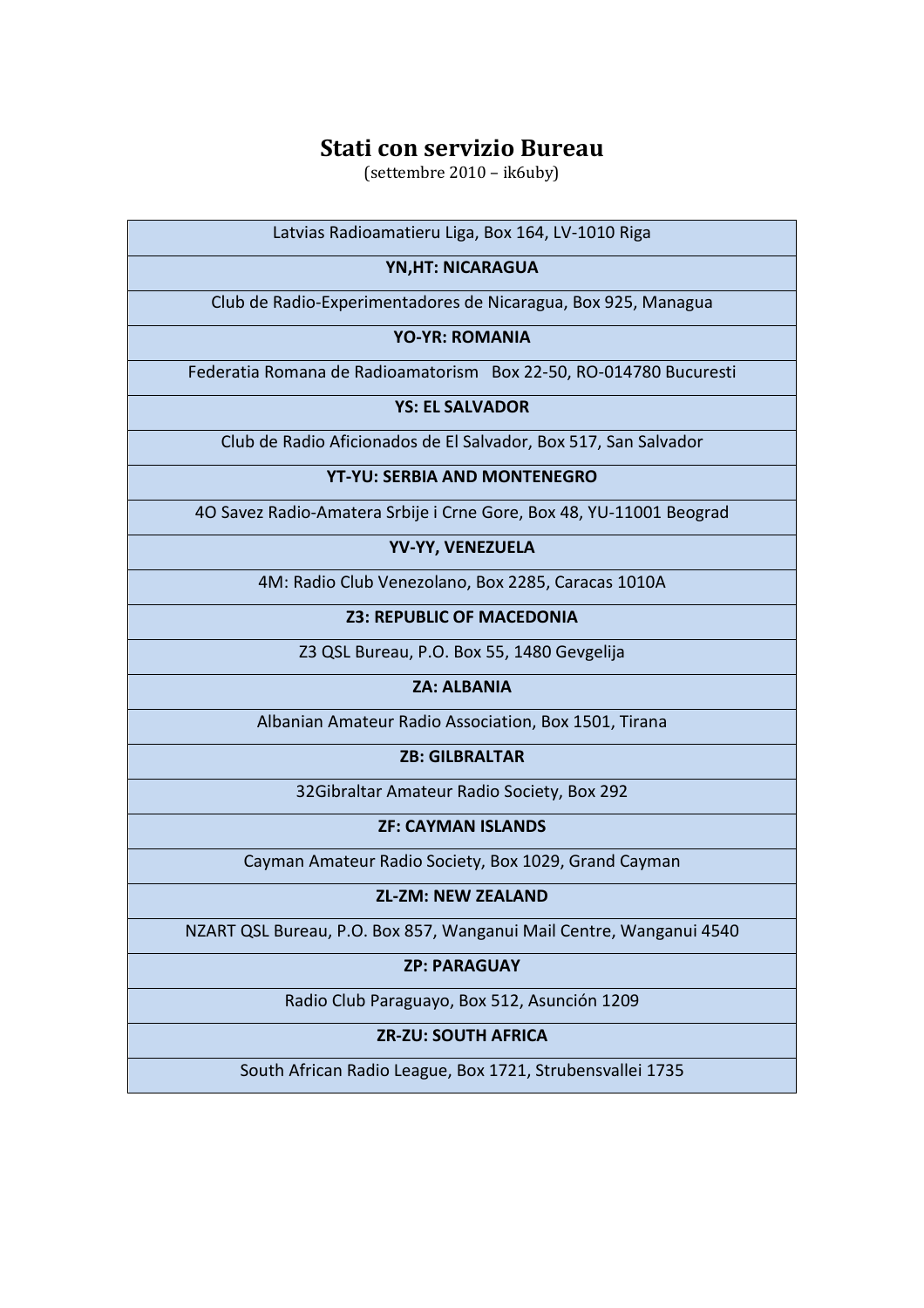# Stati con servizio Bureau

(settembre 2010 – ik6uby)

| |
|---|
| Latvias Radioamatieru Liga, Box 164, LV-1010 Riga |
| **YN,HT: NICARAGUA** |
| Club de Radio-Experimentadores de Nicaragua, Box 925, Managua |
| **YO-YR: ROMANIA** |
| Federatia Romana de Radioamatorism   Box 22-50, RO-014780 Bucuresti |
| **YS: EL SALVADOR** |
| Club de Radio Aficionados de El Salvador, Box 517, San Salvador |
| **YT-YU: SERBIA AND MONTENEGRO** |
| 4O Savez Radio-Amatera Srbije i Crne Gore, Box 48, YU-11001 Beograd |
| **YV-YY, VENEZUELA** |
| 4M: Radio Club Venezolano, Box 2285, Caracas 1010A |
| **Z3: REPUBLIC OF MACEDONIA** |
| Z3 QSL Bureau, P.O. Box 55, 1480 Gevgelija |
| **ZA: ALBANIA** |
| Albanian Amateur Radio Association, Box 1501, Tirana |
| **ZB: GILBRALTAR** |
| 32Gibraltar Amateur Radio Society, Box 292 |
| **ZF: CAYMAN ISLANDS** |
| Cayman Amateur Radio Society, Box 1029, Grand Cayman |
| **ZL-ZM: NEW ZEALAND** |
| NZART QSL Bureau, P.O. Box 857, Wanganui Mail Centre, Wanganui 4540 |
| **ZP: PARAGUAY** |
| Radio Club Paraguayo, Box 512, Asunción 1209 |
| **ZR-ZU: SOUTH AFRICA** |
| South African Radio League, Box 1721, Strubensvallei 1735 |